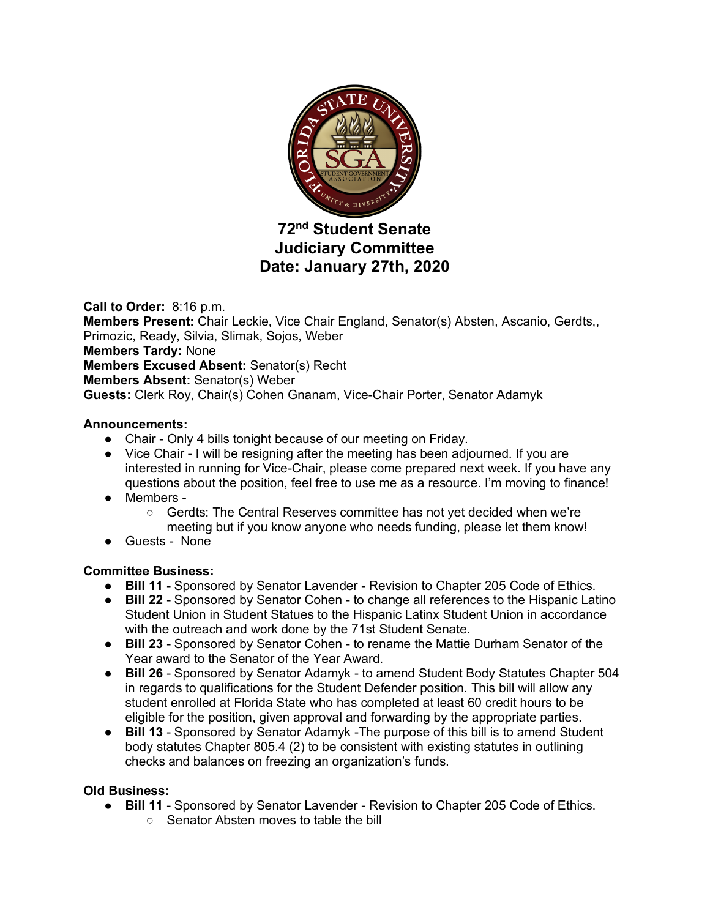# 72nd Student Senate
# Judiciary Committee
# Date: January 27th, 2020

**Call to Order:** 8:16 p.m.
**Members Present:** Chair Leckie, Vice Chair England, Senator(s) Absten, Ascanio, Gerdts,, Primozic, Ready, Silvia, Slimak, Sojos, Weber
**Members Tardy:** None
**Members Excused Absent:** Senator(s) Recht
**Members Absent:** Senator(s) Weber
**Guests:** Clerk Roy, Chair(s) Cohen Gnanam, Vice-Chair Porter, Senator Adamyk

**Announcements:**

- Chair - Only 4 bills tonight because of our meeting on Friday.
- Vice Chair - I will be resigning after the meeting has been adjourned. If you are interested in running for Vice-Chair, please come prepared next week. If you have any questions about the position, feel free to use me as a resource. I'm moving to finance!
- Members -
    - Gerdts: The Central Reserves committee has not yet decided when we're meeting but if you know anyone who needs funding, please let them know!
- Guests - None

**Committee Business:**

- **Bill 11** - Sponsored by Senator Lavender - Revision to Chapter 205 Code of Ethics.
- **Bill 22** - Sponsored by Senator Cohen - to change all references to the Hispanic Latino Student Union in Student Statues to the Hispanic Latinx Student Union in accordance with the outreach and work done by the 71st Student Senate.
- **Bill 23** - Sponsored by Senator Cohen - to rename the Mattie Durham Senator of the Year award to the Senator of the Year Award.
- **Bill 26** - Sponsored by Senator Adamyk - to amend Student Body Statutes Chapter 504 in regards to qualifications for the Student Defender position. This bill will allow any student enrolled at Florida State who has completed at least 60 credit hours to be eligible for the position, given approval and forwarding by the appropriate parties.
- **Bill 13** - Sponsored by Senator Adamyk -The purpose of this bill is to amend Student body statutes Chapter 805.4 (2) to be consistent with existing statutes in outlining checks and balances on freezing an organization's funds.

**Old Business:**

- **Bill 11** - Sponsored by Senator Lavender - Revision to Chapter 205 Code of Ethics.
    - Senator Absten moves to table the bill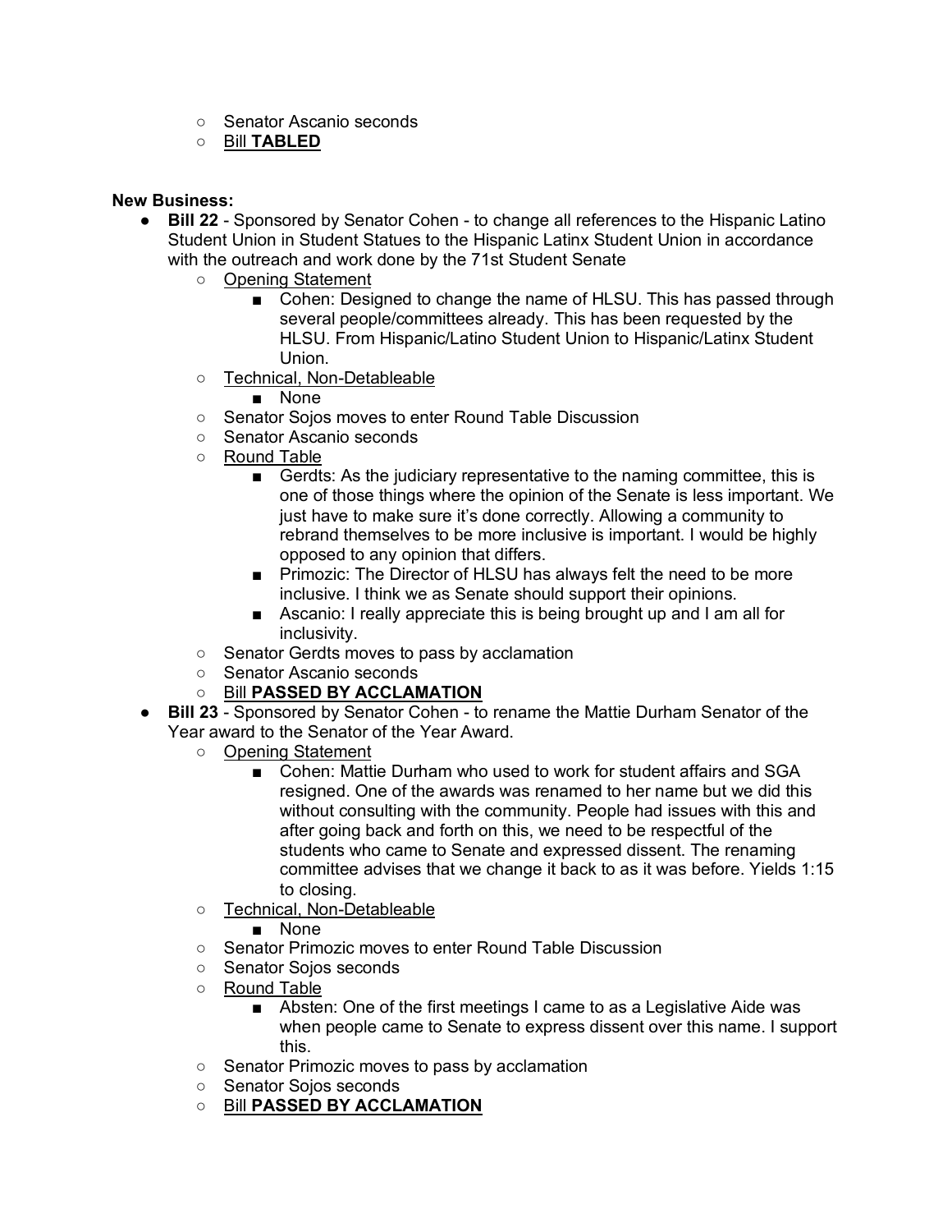- Senator Ascanio seconds
- Bill **TABLED**

**New Business:**

- **Bill 22** - Sponsored by Senator Cohen - to change all references to the Hispanic Latino Student Union in Student Statues to the Hispanic Latinx Student Union in accordance with the outreach and work done by the 71st Student Senate
  - Opening Statement
    - Cohen: Designed to change the name of HLSU. This has passed through several people/committees already. This has been requested by the HLSU. From Hispanic/Latino Student Union to Hispanic/Latinx Student Union.
  - Technical, Non-Detableable
    - None
  - Senator Sojos moves to enter Round Table Discussion
  - Senator Ascanio seconds
  - Round Table
    - Gerdts: As the judiciary representative to the naming committee, this is one of those things where the opinion of the Senate is less important. We just have to make sure it's done correctly. Allowing a community to rebrand themselves to be more inclusive is important. I would be highly opposed to any opinion that differs.
    - Primozic: The Director of HLSU has always felt the need to be more inclusive. I think we as Senate should support their opinions.
    - Ascanio: I really appreciate this is being brought up and I am all for inclusivity.
  - Senator Gerdts moves to pass by acclamation
  - Senator Ascanio seconds
  - Bill **PASSED BY ACCLAMATION**
- **Bill 23** - Sponsored by Senator Cohen - to rename the Mattie Durham Senator of the Year award to the Senator of the Year Award.
  - Opening Statement
    - Cohen: Mattie Durham who used to work for student affairs and SGA resigned. One of the awards was renamed to her name but we did this without consulting with the community. People had issues with this and after going back and forth on this, we need to be respectful of the students who came to Senate and expressed dissent. The renaming committee advises that we change it back to as it was before. Yields 1:15 to closing.
  - Technical, Non-Detableable
    - None
  - Senator Primozic moves to enter Round Table Discussion
  - Senator Sojos seconds
  - Round Table
    - Absten: One of the first meetings I came to as a Legislative Aide was when people came to Senate to express dissent over this name. I support this.
  - Senator Primozic moves to pass by acclamation
  - Senator Sojos seconds
  - Bill **PASSED BY ACCLAMATION**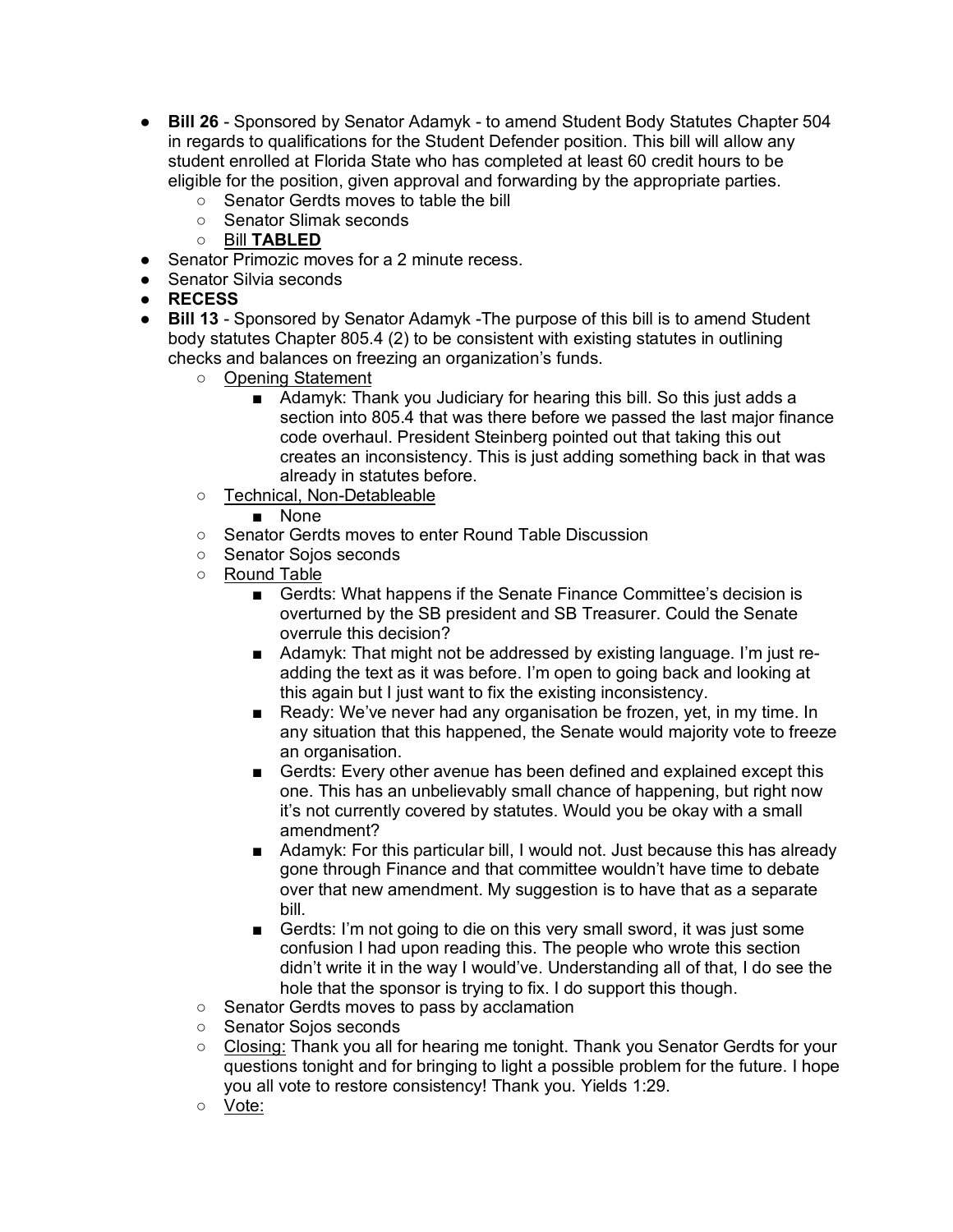- **Bill 26** - Sponsored by Senator Adamyk - to amend Student Body Statutes Chapter 504 in regards to qualifications for the Student Defender position. This bill will allow any student enrolled at Florida State who has completed at least 60 credit hours to be eligible for the position, given approval and forwarding by the appropriate parties.
    - Senator Gerdts moves to table the bill
    - Senator Slimak seconds
    - <u>Bill **TABLED**</u>
- Senator Primozic moves for a 2 minute recess.
- Senator Silvia seconds
- **RECESS**
- **Bill 13** - Sponsored by Senator Adamyk -The purpose of this bill is to amend Student body statutes Chapter 805.4 (2) to be consistent with existing statutes in outlining checks and balances on freezing an organization's funds.
    - <u>Opening Statement</u>
        - Adamyk: Thank you Judiciary for hearing this bill. So this just adds a section into 805.4 that was there before we passed the last major finance code overhaul. President Steinberg pointed out that taking this out creates an inconsistency. This is just adding something back in that was already in statutes before.
    - <u>Technical, Non-Detableable</u>
        - None
    - Senator Gerdts moves to enter Round Table Discussion
    - Senator Sojos seconds
    - <u>Round Table</u>
        - Gerdts: What happens if the Senate Finance Committee's decision is overturned by the SB president and SB Treasurer. Could the Senate overrule this decision?
        - Adamyk: That might not be addressed by existing language. I'm just re-adding the text as it was before. I'm open to going back and looking at this again but I just want to fix the existing inconsistency.
        - Ready: We've never had any organisation be frozen, yet, in my time. In any situation that this happened, the Senate would majority vote to freeze an organisation.
        - Gerdts: Every other avenue has been defined and explained except this one. This has an unbelievably small chance of happening, but right now it's not currently covered by statutes. Would you be okay with a small amendment?
        - Adamyk: For this particular bill, I would not. Just because this has already gone through Finance and that committee wouldn't have time to debate over that new amendment. My suggestion is to have that as a separate bill.
        - Gerdts: I'm not going to die on this very small sword, it was just some confusion I had upon reading this. The people who wrote this section didn't write it in the way I would've. Understanding all of that, I do see the hole that the sponsor is trying to fix. I do support this though.
    - Senator Gerdts moves to pass by acclamation
    - Senator Sojos seconds
    - <u>Closing:</u> Thank you all for hearing me tonight. Thank you Senator Gerdts for your questions tonight and for bringing to light a possible problem for the future. I hope you all vote to restore consistency! Thank you. Yields 1:29.
    - <u>Vote:</u>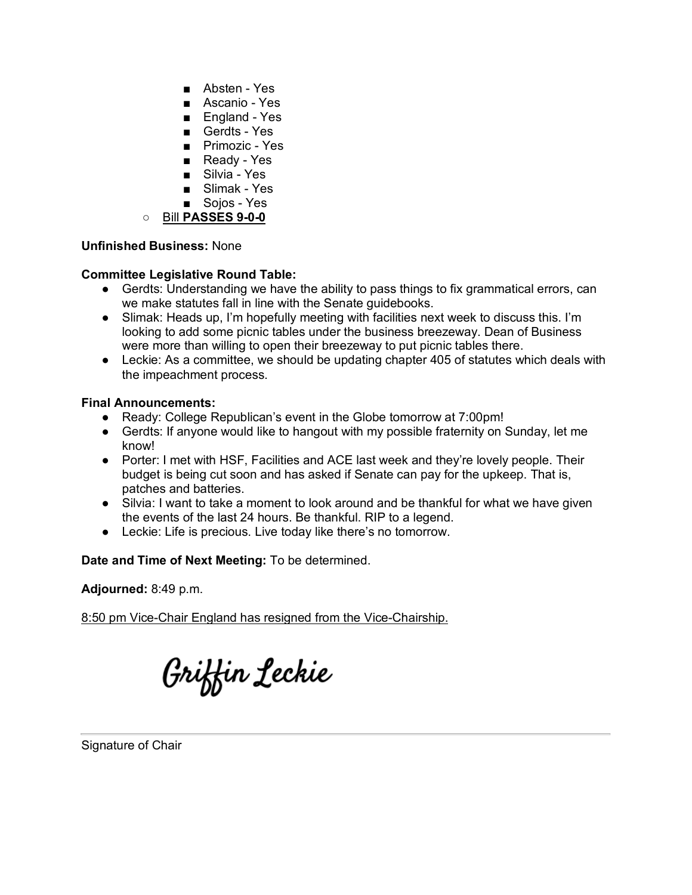- Absten - Yes
    - Ascanio - Yes
    - England - Yes
    - Gerdts - Yes
    - Primozic - Yes
    - Ready - Yes
    - Silvia - Yes
    - Slimak - Yes
    - Sojos - Yes
  - Bill **PASSES 9-0-0**

**Unfinished Business:** None

**Committee Legislative Round Table:**

- Gerdts: Understanding we have the ability to pass things to fix grammatical errors, can we make statutes fall in line with the Senate guidebooks.
- Slimak: Heads up, I'm hopefully meeting with facilities next week to discuss this. I'm looking to add some picnic tables under the business breezeway. Dean of Business were more than willing to open their breezeway to put picnic tables there.
- Leckie: As a committee, we should be updating chapter 405 of statutes which deals with the impeachment process.

**Final Announcements:**

- Ready: College Republican's event in the Globe tomorrow at 7:00pm!
- Gerdts: If anyone would like to hangout with my possible fraternity on Sunday, let me know!
- Porter: I met with HSF, Facilities and ACE last week and they're lovely people. Their budget is being cut soon and has asked if Senate can pay for the upkeep. That is, patches and batteries.
- Silvia: I want to take a moment to look around and be thankful for what we have given the events of the last 24 hours. Be thankful. RIP to a legend.
- Leckie: Life is precious. Live today like there's no tomorrow.

**Date and Time of Next Meeting:** To be determined.

**Adjourned:** 8:49 p.m.

8:50 pm Vice-Chair England has resigned from the Vice-Chairship.

Griffin Leckie

Signature of Chair